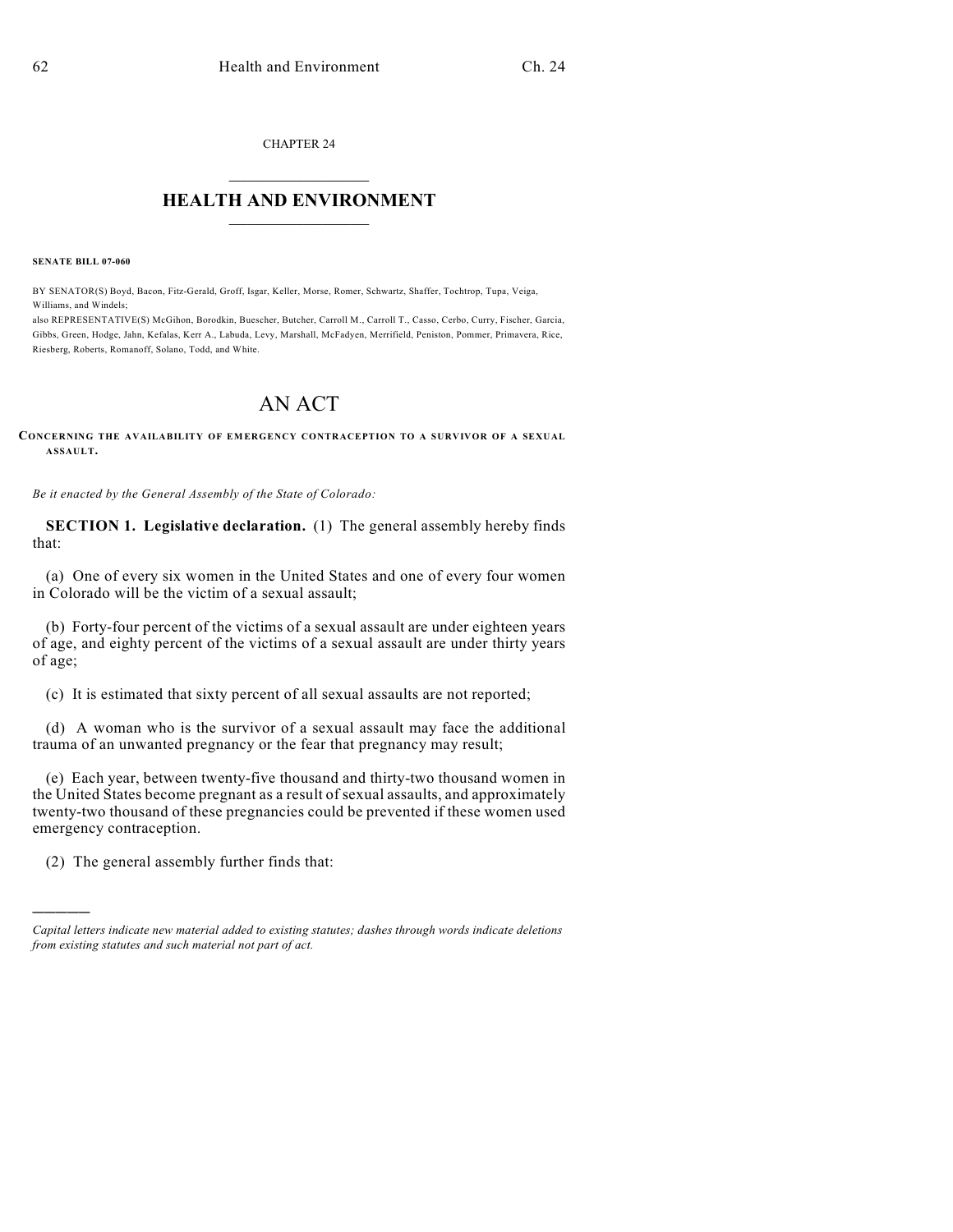CHAPTER 24

# HEALTH AND ENVIRONMENT

**SENATE BILL 07-060**

BY SENATOR(S) Boyd, Bacon, Fitz-Gerald, Groff, Isgar, Keller, Morse, Romer, Schwartz, Shaffer, Tochtrop, Tupa, Veiga, Williams, and Windels;
also REPRESENTATIVE(S) McGihon, Borodkin, Buescher, Butcher, Carroll M., Carroll T., Casso, Cerbo, Curry, Fischer, Garcia, Gibbs, Green, Hodge, Jahn, Kefalas, Kerr A., Labuda, Levy, Marshall, McFadyen, Merrifield, Peniston, Pommer, Primavera, Rice, Riesberg, Roberts, Romanoff, Solano, Todd, and White.

# AN ACT

**CONCERNING THE AVAILABILITY OF EMERGENCY CONTRACEPTION TO A SURVIVOR OF A SEXUAL ASSAULT.**

*Be it enacted by the General Assembly of the State of Colorado:*

**SECTION 1. Legislative declaration.** (1) The general assembly hereby finds that:

(a) One of every six women in the United States and one of every four women in Colorado will be the victim of a sexual assault;

(b) Forty-four percent of the victims of a sexual assault are under eighteen years of age, and eighty percent of the victims of a sexual assault are under thirty years of age;

(c) It is estimated that sixty percent of all sexual assaults are not reported;

(d) A woman who is the survivor of a sexual assault may face the additional trauma of an unwanted pregnancy or the fear that pregnancy may result;

(e) Each year, between twenty-five thousand and thirty-two thousand women in the United States become pregnant as a result of sexual assaults, and approximately twenty-two thousand of these pregnancies could be prevented if these women used emergency contraception.

(2) The general assembly further finds that:

---

*Capital letters indicate new material added to existing statutes; dashes through words indicate deletions from existing statutes and such material not part of act.*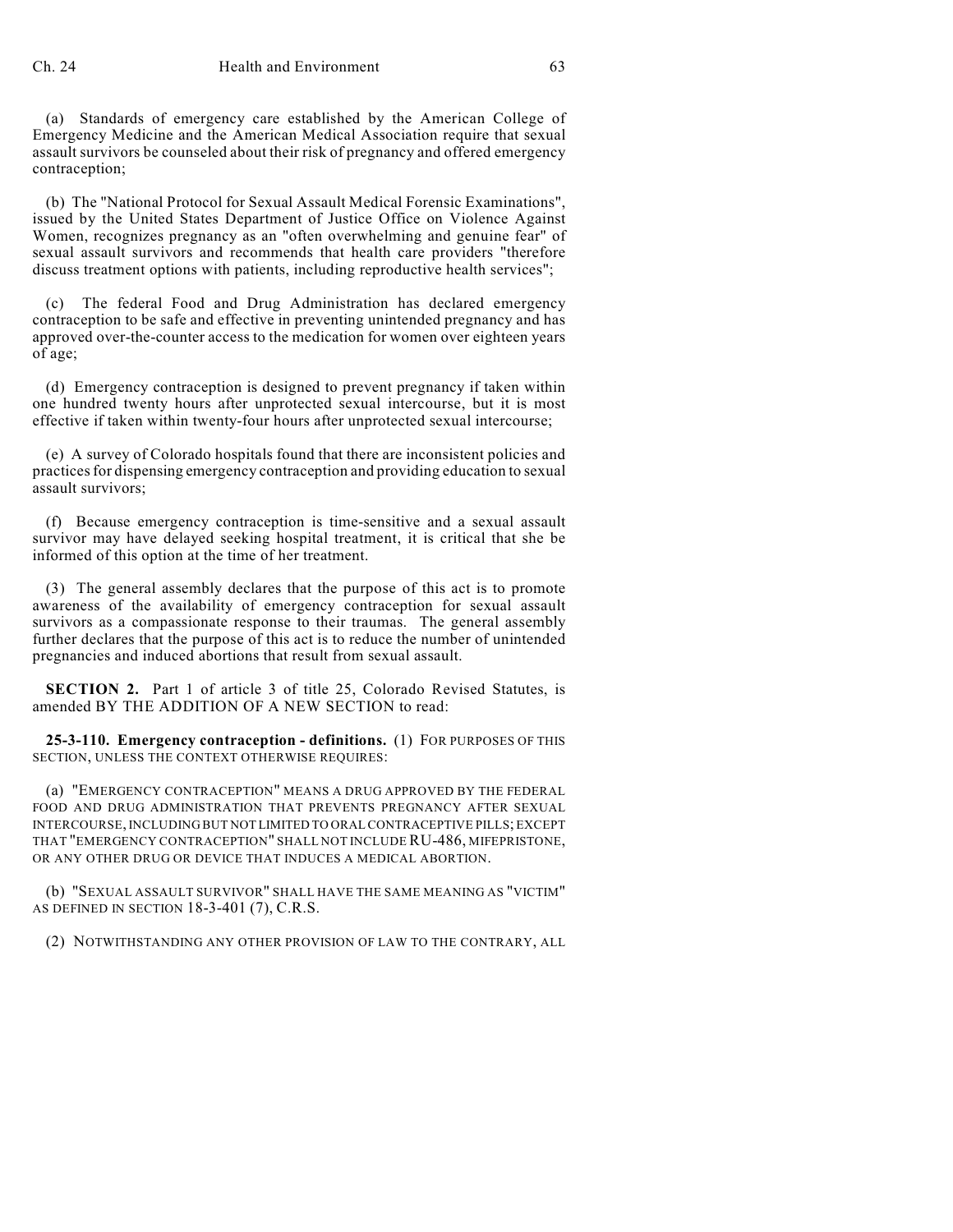(a) Standards of emergency care established by the American College of Emergency Medicine and the American Medical Association require that sexual assault survivors be counseled about their risk of pregnancy and offered emergency contraception;

(b) The "National Protocol for Sexual Assault Medical Forensic Examinations", issued by the United States Department of Justice Office on Violence Against Women, recognizes pregnancy as an "often overwhelming and genuine fear" of sexual assault survivors and recommends that health care providers "therefore discuss treatment options with patients, including reproductive health services";

(c) The federal Food and Drug Administration has declared emergency contraception to be safe and effective in preventing unintended pregnancy and has approved over-the-counter access to the medication for women over eighteen years of age;

(d) Emergency contraception is designed to prevent pregnancy if taken within one hundred twenty hours after unprotected sexual intercourse, but it is most effective if taken within twenty-four hours after unprotected sexual intercourse;

(e) A survey of Colorado hospitals found that there are inconsistent policies and practices for dispensing emergency contraception and providing education to sexual assault survivors;

(f) Because emergency contraception is time-sensitive and a sexual assault survivor may have delayed seeking hospital treatment, it is critical that she be informed of this option at the time of her treatment.

(3) The general assembly declares that the purpose of this act is to promote awareness of the availability of emergency contraception for sexual assault survivors as a compassionate response to their traumas. The general assembly further declares that the purpose of this act is to reduce the number of unintended pregnancies and induced abortions that result from sexual assault.

**SECTION 2.** Part 1 of article 3 of title 25, Colorado Revised Statutes, is amended BY THE ADDITION OF A NEW SECTION to read:

**25-3-110. Emergency contraception - definitions.** (1) FOR PURPOSES OF THIS SECTION, UNLESS THE CONTEXT OTHERWISE REQUIRES:

(a) "EMERGENCY CONTRACEPTION" MEANS A DRUG APPROVED BY THE FEDERAL FOOD AND DRUG ADMINISTRATION THAT PREVENTS PREGNANCY AFTER SEXUAL INTERCOURSE, INCLUDING BUT NOT LIMITED TO ORAL CONTRACEPTIVE PILLS; EXCEPT THAT "EMERGENCY CONTRACEPTION" SHALL NOT INCLUDE RU-486, MIFEPRISTONE, OR ANY OTHER DRUG OR DEVICE THAT INDUCES A MEDICAL ABORTION.

(b) "SEXUAL ASSAULT SURVIVOR" SHALL HAVE THE SAME MEANING AS "VICTIM" AS DEFINED IN SECTION 18-3-401 (7), C.R.S.

(2) NOTWITHSTANDING ANY OTHER PROVISION OF LAW TO THE CONTRARY, ALL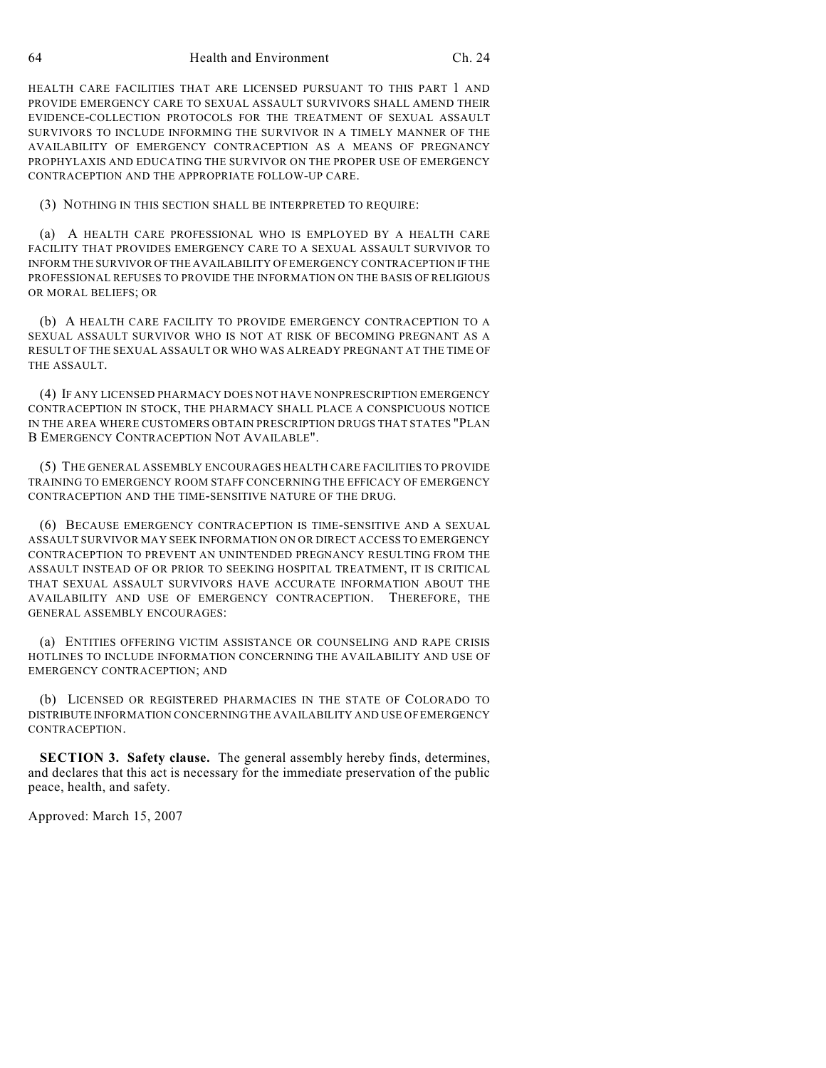HEALTH CARE FACILITIES THAT ARE LICENSED PURSUANT TO THIS PART 1 AND PROVIDE EMERGENCY CARE TO SEXUAL ASSAULT SURVIVORS SHALL AMEND THEIR EVIDENCE-COLLECTION PROTOCOLS FOR THE TREATMENT OF SEXUAL ASSAULT SURVIVORS TO INCLUDE INFORMING THE SURVIVOR IN A TIMELY MANNER OF THE AVAILABILITY OF EMERGENCY CONTRACEPTION AS A MEANS OF PREGNANCY PROPHYLAXIS AND EDUCATING THE SURVIVOR ON THE PROPER USE OF EMERGENCY CONTRACEPTION AND THE APPROPRIATE FOLLOW-UP CARE.

(3) NOTHING IN THIS SECTION SHALL BE INTERPRETED TO REQUIRE:

(a) A HEALTH CARE PROFESSIONAL WHO IS EMPLOYED BY A HEALTH CARE FACILITY THAT PROVIDES EMERGENCY CARE TO A SEXUAL ASSAULT SURVIVOR TO INFORM THE SURVIVOR OF THE AVAILABILITY OF EMERGENCY CONTRACEPTION IF THE PROFESSIONAL REFUSES TO PROVIDE THE INFORMATION ON THE BASIS OF RELIGIOUS OR MORAL BELIEFS; OR

(b) A HEALTH CARE FACILITY TO PROVIDE EMERGENCY CONTRACEPTION TO A SEXUAL ASSAULT SURVIVOR WHO IS NOT AT RISK OF BECOMING PREGNANT AS A RESULT OF THE SEXUAL ASSAULT OR WHO WAS ALREADY PREGNANT AT THE TIME OF THE ASSAULT.

(4) IF ANY LICENSED PHARMACY DOES NOT HAVE NONPRESCRIPTION EMERGENCY CONTRACEPTION IN STOCK, THE PHARMACY SHALL PLACE A CONSPICUOUS NOTICE IN THE AREA WHERE CUSTOMERS OBTAIN PRESCRIPTION DRUGS THAT STATES "PLAN B EMERGENCY CONTRACEPTION NOT AVAILABLE".

(5) THE GENERAL ASSEMBLY ENCOURAGES HEALTH CARE FACILITIES TO PROVIDE TRAINING TO EMERGENCY ROOM STAFF CONCERNING THE EFFICACY OF EMERGENCY CONTRACEPTION AND THE TIME-SENSITIVE NATURE OF THE DRUG.

(6) BECAUSE EMERGENCY CONTRACEPTION IS TIME-SENSITIVE AND A SEXUAL ASSAULT SURVIVOR MAY SEEK INFORMATION ON OR DIRECT ACCESS TO EMERGENCY CONTRACEPTION TO PREVENT AN UNINTENDED PREGNANCY RESULTING FROM THE ASSAULT INSTEAD OF OR PRIOR TO SEEKING HOSPITAL TREATMENT, IT IS CRITICAL THAT SEXUAL ASSAULT SURVIVORS HAVE ACCURATE INFORMATION ABOUT THE AVAILABILITY AND USE OF EMERGENCY CONTRACEPTION. THEREFORE, THE GENERAL ASSEMBLY ENCOURAGES:

(a) ENTITIES OFFERING VICTIM ASSISTANCE OR COUNSELING AND RAPE CRISIS HOTLINES TO INCLUDE INFORMATION CONCERNING THE AVAILABILITY AND USE OF EMERGENCY CONTRACEPTION; AND

(b) LICENSED OR REGISTERED PHARMACIES IN THE STATE OF COLORADO TO DISTRIBUTE INFORMATION CONCERNING THE AVAILABILITY AND USE OF EMERGENCY CONTRACEPTION.

**SECTION 3. Safety clause.** The general assembly hereby finds, determines, and declares that this act is necessary for the immediate preservation of the public peace, health, and safety.

Approved: March 15, 2007